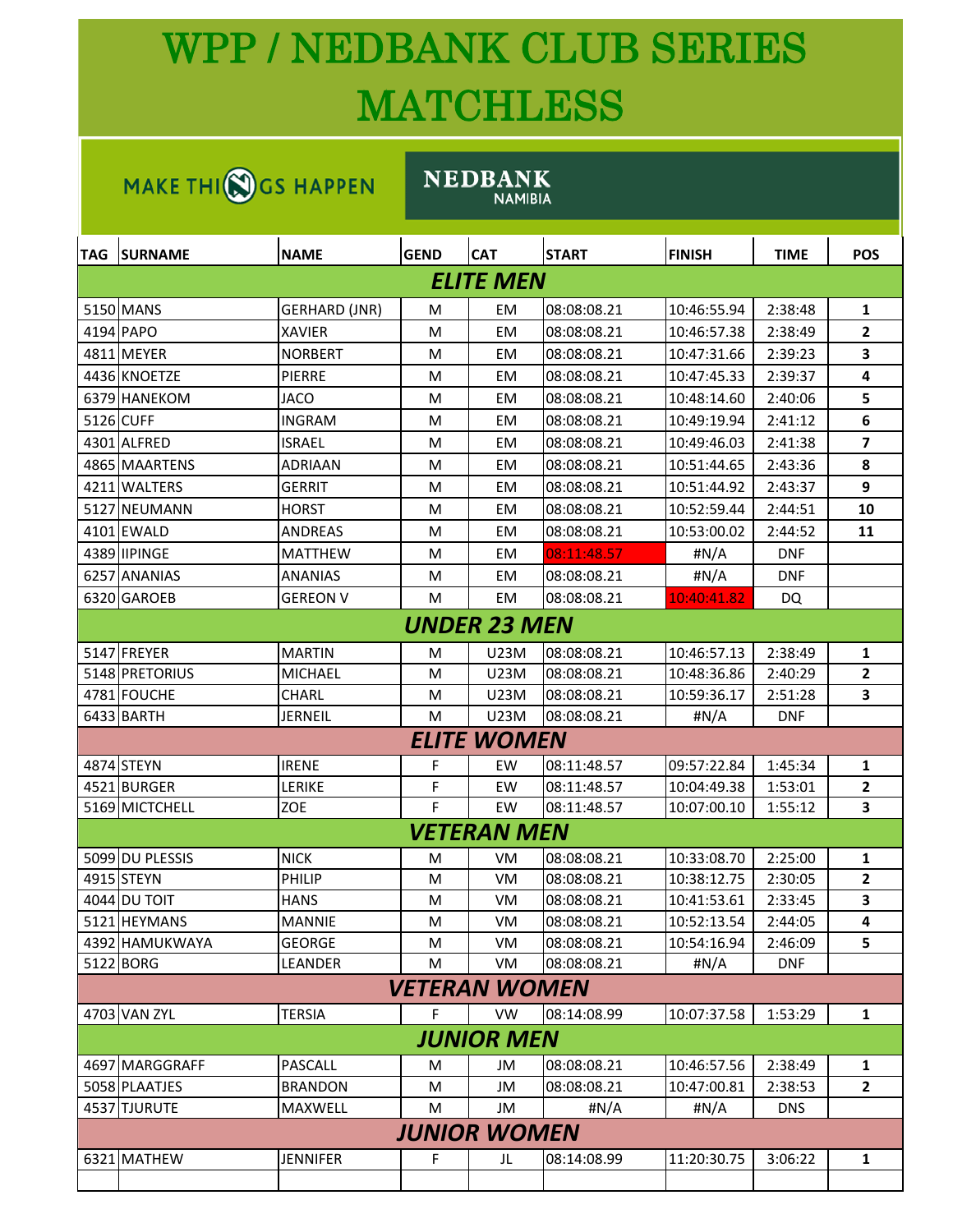# WPP / NEDBANK CLUB SERIES MATCHLESS

MAKE THINGS HAPPEN

NEDBANK NAMIBIA

| TAG | SURNAME | NAME | GEND | CAT | START | FINISH | TIME | POS |
|---|---|---|---|---|---|---|---|---|
| | | | | ***ELITE MEN*** | | | | |
| 5150 | MANS | GERHARD (JNR) | M | EM | 08:08:08.21 | 10:46:55.94 | 2:38:48 | **1** |
| 4194 | PAPO | XAVIER | M | EM | 08:08:08.21 | 10:46:57.38 | 2:38:49 | **2** |
| 4811 | MEYER | NORBERT | M | EM | 08:08:08.21 | 10:47:31.66 | 2:39:23 | **3** |
| 4436 | KNOETZE | PIERRE | M | EM | 08:08:08.21 | 10:47:45.33 | 2:39:37 | **4** |
| 6379 | HANEKOM | JACO | M | EM | 08:08:08.21 | 10:48:14.60 | 2:40:06 | **5** |
| 5126 | CUFF | INGRAM | M | EM | 08:08:08.21 | 10:49:19.94 | 2:41:12 | **6** |
| 4301 | ALFRED | ISRAEL | M | EM | 08:08:08.21 | 10:49:46.03 | 2:41:38 | **7** |
| 4865 | MAARTENS | ADRIAAN | M | EM | 08:08:08.21 | 10:51:44.65 | 2:43:36 | **8** |
| 4211 | WALTERS | GERRIT | M | EM | 08:08:08.21 | 10:51:44.92 | 2:43:37 | **9** |
| 5127 | NEUMANN | HORST | M | EM | 08:08:08.21 | 10:52:59.44 | 2:44:51 | **10** |
| 4101 | EWALD | ANDREAS | M | EM | 08:08:08.21 | 10:53:00.02 | 2:44:52 | **11** |
| 4389 | IIPINGE | MATTHEW | M | EM | 08:11:48.57 | #N/A | DNF | |
| 6257 | ANANIAS | ANANIAS | M | EM | 08:08:08.21 | #N/A | DNF | |
| 6320 | GAROEB | GEREON V | M | EM | 08:08:08.21 | 10:40:41.82 | DQ | |
| | | | | ***UNDER 23 MEN*** | | | | |
| 5147 | FREYER | MARTIN | M | U23M | 08:08:08.21 | 10:46:57.13 | 2:38:49 | **1** |
| 5148 | PRETORIUS | MICHAEL | M | U23M | 08:08:08.21 | 10:48:36.86 | 2:40:29 | **2** |
| 4781 | FOUCHE | CHARL | M | U23M | 08:08:08.21 | 10:59:36.17 | 2:51:28 | **3** |
| 6433 | BARTH | JERNEIL | M | U23M | 08:08:08.21 | #N/A | DNF | |
| | | | | ***ELITE WOMEN*** | | | | |
| 4874 | STEYN | IRENE | F | EW | 08:11:48.57 | 09:57:22.84 | 1:45:34 | **1** |
| 4521 | BURGER | LERIKE | F | EW | 08:11:48.57 | 10:04:49.38 | 1:53:01 | **2** |
| 5169 | MICTCHELL | ZOE | F | EW | 08:11:48.57 | 10:07:00.10 | 1:55:12 | **3** |
| | | | | ***VETERAN MEN*** | | | | |
| 5099 | DU PLESSIS | NICK | M | VM | 08:08:08.21 | 10:33:08.70 | 2:25:00 | **1** |
| 4915 | STEYN | PHILIP | M | VM | 08:08:08.21 | 10:38:12.75 | 2:30:05 | **2** |
| 4044 | DU TOIT | HANS | M | VM | 08:08:08.21 | 10:41:53.61 | 2:33:45 | **3** |
| 5121 | HEYMANS | MANNIE | M | VM | 08:08:08.21 | 10:52:13.54 | 2:44:05 | **4** |
| 4392 | HAMUKWAYA | GEORGE | M | VM | 08:08:08.21 | 10:54:16.94 | 2:46:09 | **5** |
| 5122 | BORG | LEANDER | M | VM | 08:08:08.21 | #N/A | DNF | |
| | | | | ***VETERAN WOMEN*** | | | | |
| 4703 | VAN ZYL | TERSIA | F | VW | 08:14:08.99 | 10:07:37.58 | 1:53:29 | **1** |
| | | | | ***JUNIOR MEN*** | | | | |
| 4697 | MARGGRAFF | PASCALL | M | JM | 08:08:08.21 | 10:46:57.56 | 2:38:49 | **1** |
| 5058 | PLAATJES | BRANDON | M | JM | 08:08:08.21 | 10:47:00.81 | 2:38:53 | **2** |
| 4537 | TJURUTE | MAXWELL | M | JM | #N/A | #N/A | DNS | |
| | | | | ***JUNIOR WOMEN*** | | | | |
| 6321 | MATHEW | JENNIFER | F | JL | 08:14:08.99 | 11:20:30.75 | 3:06:22 | **1** |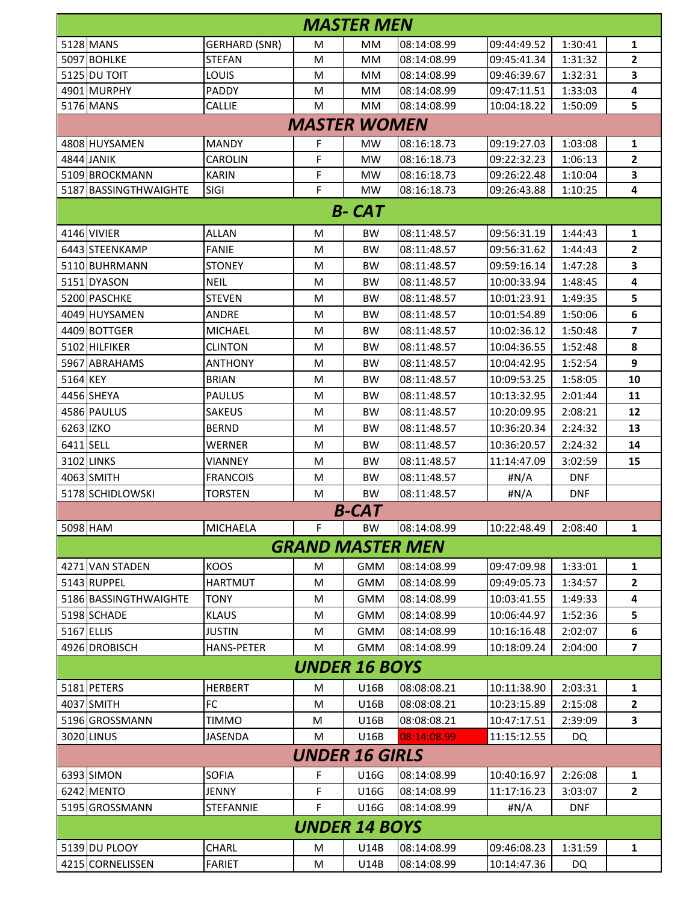| MASTER MEN | | | | | | | | |
|---|---|---|---|---|---|---|---|---|
| 5128 | MANS | GERHARD (SNR) | M | MM | 08:14:08.99 | 09:44:49.52 | 1:30:41 | 1 |
| 5097 | BOHLKE | STEFAN | M | MM | 08:14:08.99 | 09:45:41.34 | 1:31:32 | 2 |
| 5125 | DU TOIT | LOUIS | M | MM | 08:14:08.99 | 09:46:39.67 | 1:32:31 | 3 |
| 4901 | MURPHY | PADDY | M | MM | 08:14:08.99 | 09:47:11.51 | 1:33:03 | 4 |
| 5176 | MANS | CALLIE | M | MM | 08:14:08.99 | 10:04:18.22 | 1:50:09 | 5 |
| **MASTER WOMEN** | | | | | | | | |
| 4808 | HUYSAMEN | MANDY | F | MW | 08:16:18.73 | 09:19:27.03 | 1:03:08 | 1 |
| 4844 | JANIK | CAROLIN | F | MW | 08:16:18.73 | 09:22:32.23 | 1:06:13 | 2 |
| 5109 | BROCKMANN | KARIN | F | MW | 08:16:18.73 | 09:26:22.48 | 1:10:04 | 3 |
| 5187 | BASSINGTHWAIGHTE | SIGI | F | MW | 08:16:18.73 | 09:26:43.88 | 1:10:25 | 4 |
| **B- CAT** | | | | | | | | |
| 4146 | VIVIER | ALLAN | M | BW | 08:11:48.57 | 09:56:31.19 | 1:44:43 | 1 |
| 6443 | STEENKAMP | FANIE | M | BW | 08:11:48.57 | 09:56:31.62 | 1:44:43 | 2 |
| 5110 | BUHRMANN | STONEY | M | BW | 08:11:48.57 | 09:59:16.14 | 1:47:28 | 3 |
| 5151 | DYASON | NEIL | M | BW | 08:11:48.57 | 10:00:33.94 | 1:48:45 | 4 |
| 5200 | PASCHKE | STEVEN | M | BW | 08:11:48.57 | 10:01:23.91 | 1:49:35 | 5 |
| 4049 | HUYSAMEN | ANDRE | M | BW | 08:11:48.57 | 10:01:54.89 | 1:50:06 | 6 |
| 4409 | BOTTGER | MICHAEL | M | BW | 08:11:48.57 | 10:02:36.12 | 1:50:48 | 7 |
| 5102 | HILFIKER | CLINTON | M | BW | 08:11:48.57 | 10:04:36.55 | 1:52:48 | 8 |
| 5967 | ABRAHAMS | ANTHONY | M | BW | 08:11:48.57 | 10:04:42.95 | 1:52:54 | 9 |
| 5164 | KEY | BRIAN | M | BW | 08:11:48.57 | 10:09:53.25 | 1:58:05 | 10 |
| 4456 | SHEYA | PAULUS | M | BW | 08:11:48.57 | 10:13:32.95 | 2:01:44 | 11 |
| 4586 | PAULUS | SAKEUS | M | BW | 08:11:48.57 | 10:20:09.95 | 2:08:21 | 12 |
| 6263 | IZKO | BERND | M | BW | 08:11:48.57 | 10:36:20.34 | 2:24:32 | 13 |
| 6411 | SELL | WERNER | M | BW | 08:11:48.57 | 10:36:20.57 | 2:24:32 | 14 |
| 3102 | LINKS | VIANNEY | M | BW | 08:11:48.57 | 11:14:47.09 | 3:02:59 | 15 |
| 4063 | SMITH | FRANCOIS | M | BW | 08:11:48.57 | #N/A | DNF | |
| 5178 | SCHIDLOWSKI | TORSTEN | M | BW | 08:11:48.57 | #N/A | DNF | |
| **B-CAT** | | | | | | | | |
| 5098 | HAM | MICHAELA | F | BW | 08:14:08.99 | 10:22:48.49 | 2:08:40 | 1 |
| **GRAND MASTER MEN** | | | | | | | | |
| 4271 | VAN STADEN | KOOS | M | GMM | 08:14:08.99 | 09:47:09.98 | 1:33:01 | 1 |
| 5143 | RUPPEL | HARTMUT | M | GMM | 08:14:08.99 | 09:49:05.73 | 1:34:57 | 2 |
| 5186 | BASSINGTHWAIGHTE | TONY | M | GMM | 08:14:08.99 | 10:03:41.55 | 1:49:33 | 4 |
| 5198 | SCHADE | KLAUS | M | GMM | 08:14:08.99 | 10:06:44.97 | 1:52:36 | 5 |
| 5167 | ELLIS | JUSTIN | M | GMM | 08:14:08.99 | 10:16:16.48 | 2:02:07 | 6 |
| 4926 | DROBISCH | HANS-PETER | M | GMM | 08:14:08.99 | 10:18:09.24 | 2:04:00 | 7 |
| **UNDER 16 BOYS** | | | | | | | | |
| 5181 | PETERS | HERBERT | M | U16B | 08:08:08.21 | 10:11:38.90 | 2:03:31 | 1 |
| 4037 | SMITH | FC | M | U16B | 08:08:08.21 | 10:23:15.89 | 2:15:08 | 2 |
| 5196 | GROSSMANN | TIMMO | M | U16B | 08:08:08.21 | 10:47:17.51 | 2:39:09 | 3 |
| 3020 | LINUS | JASENDA | M | U16B | 08:14:08.99 | 11:15:12.55 | DQ | |
| **UNDER 16 GIRLS** | | | | | | | | |
| 6393 | SIMON | SOFIA | F | U16G | 08:14:08.99 | 10:40:16.97 | 2:26:08 | 1 |
| 6242 | MENTO | JENNY | F | U16G | 08:14:08.99 | 11:17:16.23 | 3:03:07 | 2 |
| 5195 | GROSSMANN | STEFANNIE | F | U16G | 08:14:08.99 | #N/A | DNF | |
| **UNDER 14 BOYS** | | | | | | | | |
| 5139 | DU PLOOY | CHARL | M | U14B | 08:14:08.99 | 09:46:08.23 | 1:31:59 | 1 |
| 4215 | CORNELISSEN | FARIET | M | U14B | 08:14:08.99 | 10:14:47.36 | DQ | |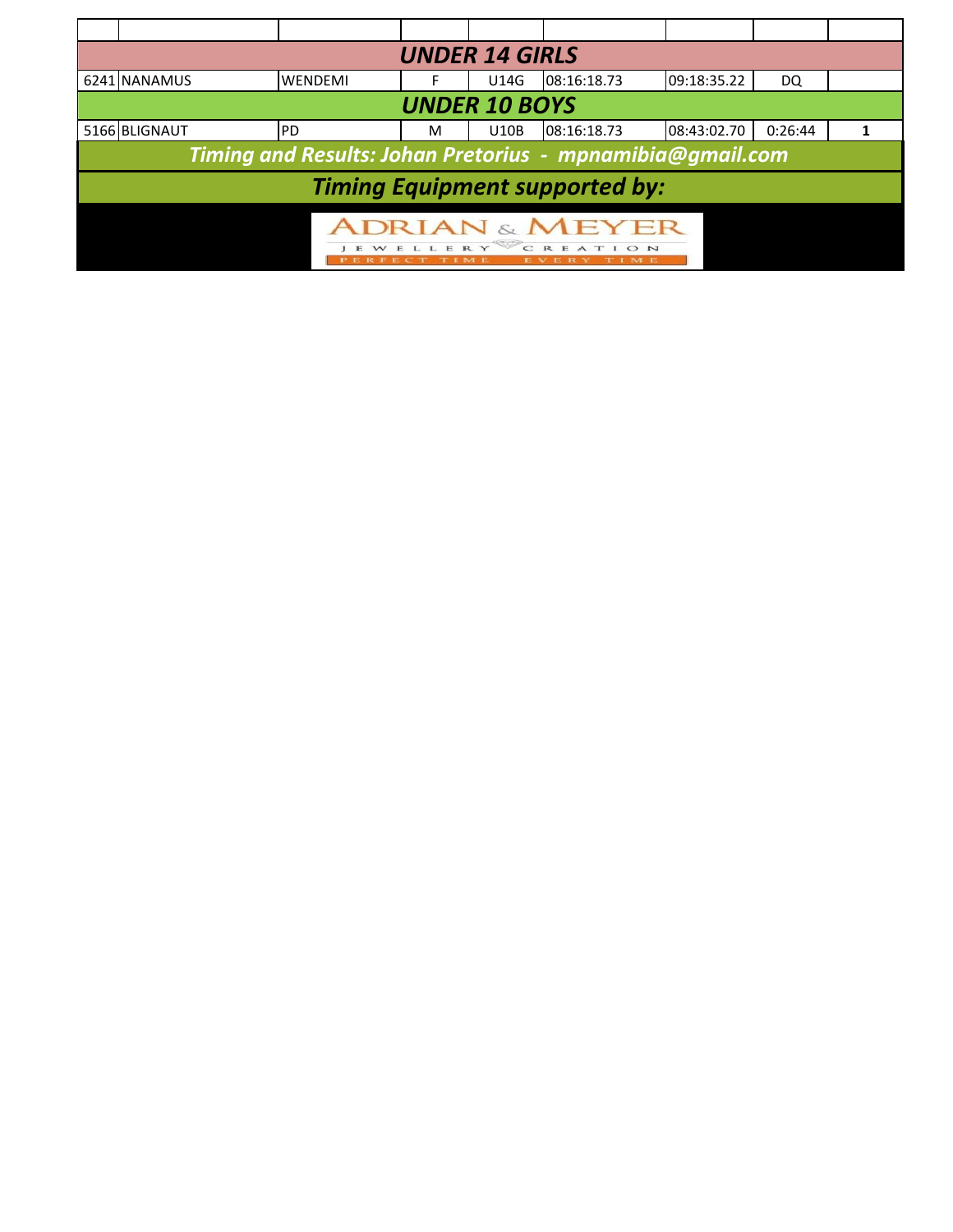| | | | | | | | | |
|---|---|---|---|---|---|---|---|---|
| | | | | | | | | |
| ***UNDER 14 GIRLS*** | | | | | | | | |
| 6241 | NANAMUS | WENDEMI | F | U14G | 08:16:18.73 | 09:18:35.22 | DQ | |
| ***UNDER 10 BOYS*** | | | | | | | | |
| 5166 | BLIGNAUT | PD | M | U10B | 08:16:18.73 | 08:43:02.70 | 0:26:44 | 1 |

***Timing and Results: Johan Pretorius - mpnamibia@gmail.com***

***Timing Equipment supported by:***

ADRIAN & MEYER
JEWELLERY CREATION
PERFECT TIME EVERY TIME